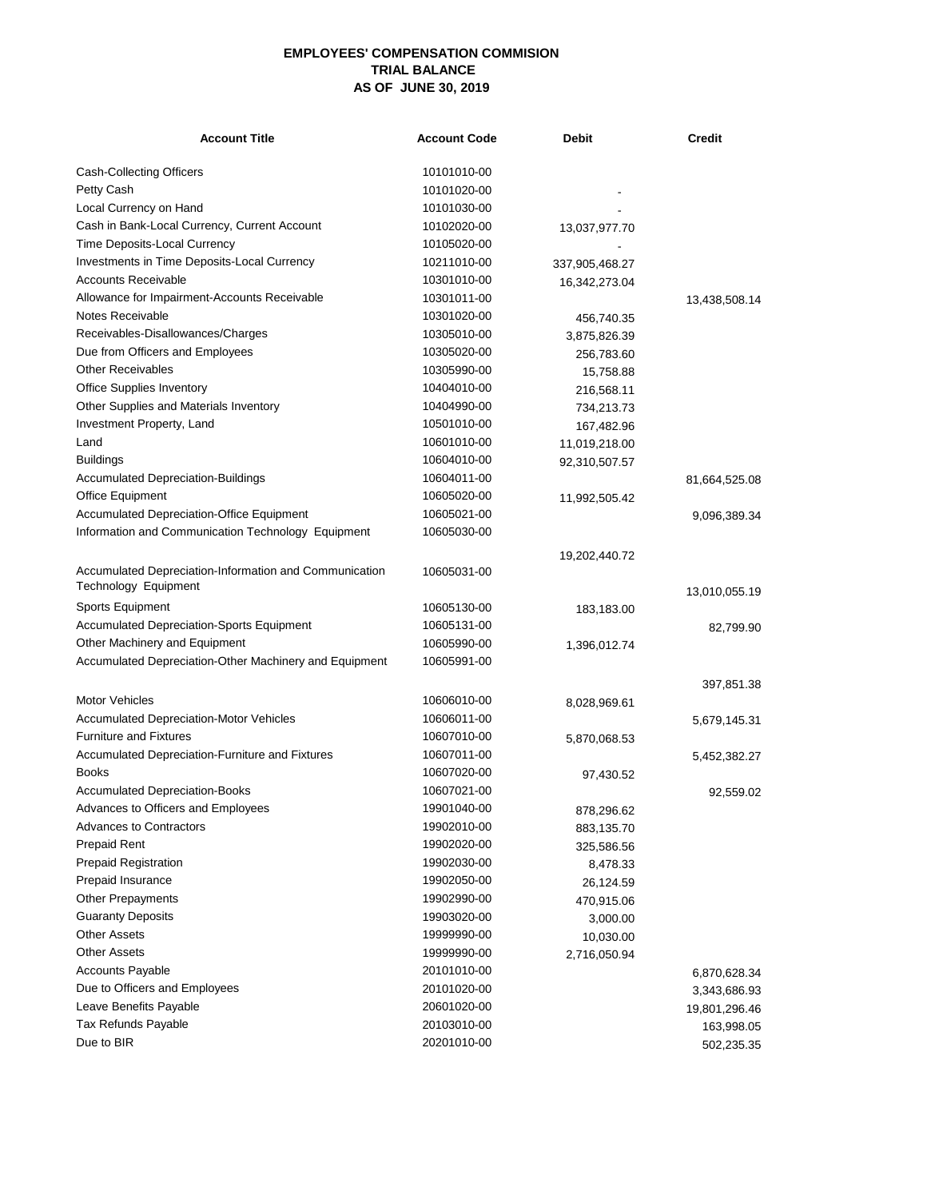**EMPLOYEES' COMPENSATION COMMISION**
**TRIAL BALANCE**
**AS OF JUNE 30, 2019**

| Account Title | Account Code | Debit | Credit |
|---|---|---|---|
| Cash-Collecting Officers | 10101010-00 | | |
| Petty Cash | 10101020-00 | - | |
| Local Currency on Hand | 10101030-00 | - | |
| Cash in Bank-Local Currency, Current Account | 10102020-00 | 13,037,977.70 | |
| Time Deposits-Local Currency | 10105020-00 | - | |
| Investments in Time Deposits-Local Currency | 10211010-00 | 337,905,468.27 | |
| Accounts Receivable | 10301010-00 | 16,342,273.04 | |
| Allowance for Impairment-Accounts Receivable | 10301011-00 | | 13,438,508.14 |
| Notes Receivable | 10301020-00 | 456,740.35 | |
| Receivables-Disallowances/Charges | 10305010-00 | 3,875,826.39 | |
| Due from Officers and Employees | 10305020-00 | 256,783.60 | |
| Other Receivables | 10305990-00 | 15,758.88 | |
| Office Supplies Inventory | 10404010-00 | 216,568.11 | |
| Other Supplies and Materials Inventory | 10404990-00 | 734,213.73 | |
| Investment Property, Land | 10501010-00 | 167,482.96 | |
| Land | 10601010-00 | 11,019,218.00 | |
| Buildings | 10604010-00 | 92,310,507.57 | |
| Accumulated Depreciation-Buildings | 10604011-00 | | 81,664,525.08 |
| Office Equipment | 10605020-00 | 11,992,505.42 | |
| Accumulated Depreciation-Office Equipment | 10605021-00 | | 9,096,389.34 |
| Information and Communication Technology Equipment | 10605030-00 | 19,202,440.72 | |
| Accumulated Depreciation-Information and Communication Technology Equipment | 10605031-00 | | 13,010,055.19 |
| Sports Equipment | 10605130-00 | 183,183.00 | |
| Accumulated Depreciation-Sports Equipment | 10605131-00 | | 82,799.90 |
| Other Machinery and Equipment | 10605990-00 | 1,396,012.74 | |
| Accumulated Depreciation-Other Machinery and Equipment | 10605991-00 | | 397,851.38 |
| Motor Vehicles | 10606010-00 | 8,028,969.61 | |
| Accumulated Depreciation-Motor Vehicles | 10606011-00 | | 5,679,145.31 |
| Furniture and Fixtures | 10607010-00 | 5,870,068.53 | |
| Accumulated Depreciation-Furniture and Fixtures | 10607011-00 | | 5,452,382.27 |
| Books | 10607020-00 | 97,430.52 | |
| Accumulated Depreciation-Books | 10607021-00 | | 92,559.02 |
| Advances to Officers and Employees | 19901040-00 | 878,296.62 | |
| Advances to Contractors | 19902010-00 | 883,135.70 | |
| Prepaid Rent | 19902020-00 | 325,586.56 | |
| Prepaid Registration | 19902030-00 | 8,478.33 | |
| Prepaid Insurance | 19902050-00 | 26,124.59 | |
| Other Prepayments | 19902990-00 | 470,915.06 | |
| Guaranty Deposits | 19903020-00 | 3,000.00 | |
| Other Assets | 19999990-00 | 10,030.00 | |
| Other Assets | 19999990-00 | 2,716,050.94 | |
| Accounts Payable | 20101010-00 | | 6,870,628.34 |
| Due to Officers and Employees | 20101020-00 | | 3,343,686.93 |
| Leave Benefits Payable | 20601020-00 | | 19,801,296.46 |
| Tax Refunds Payable | 20103010-00 | | 163,998.05 |
| Due to BIR | 20201010-00 | | 502,235.35 |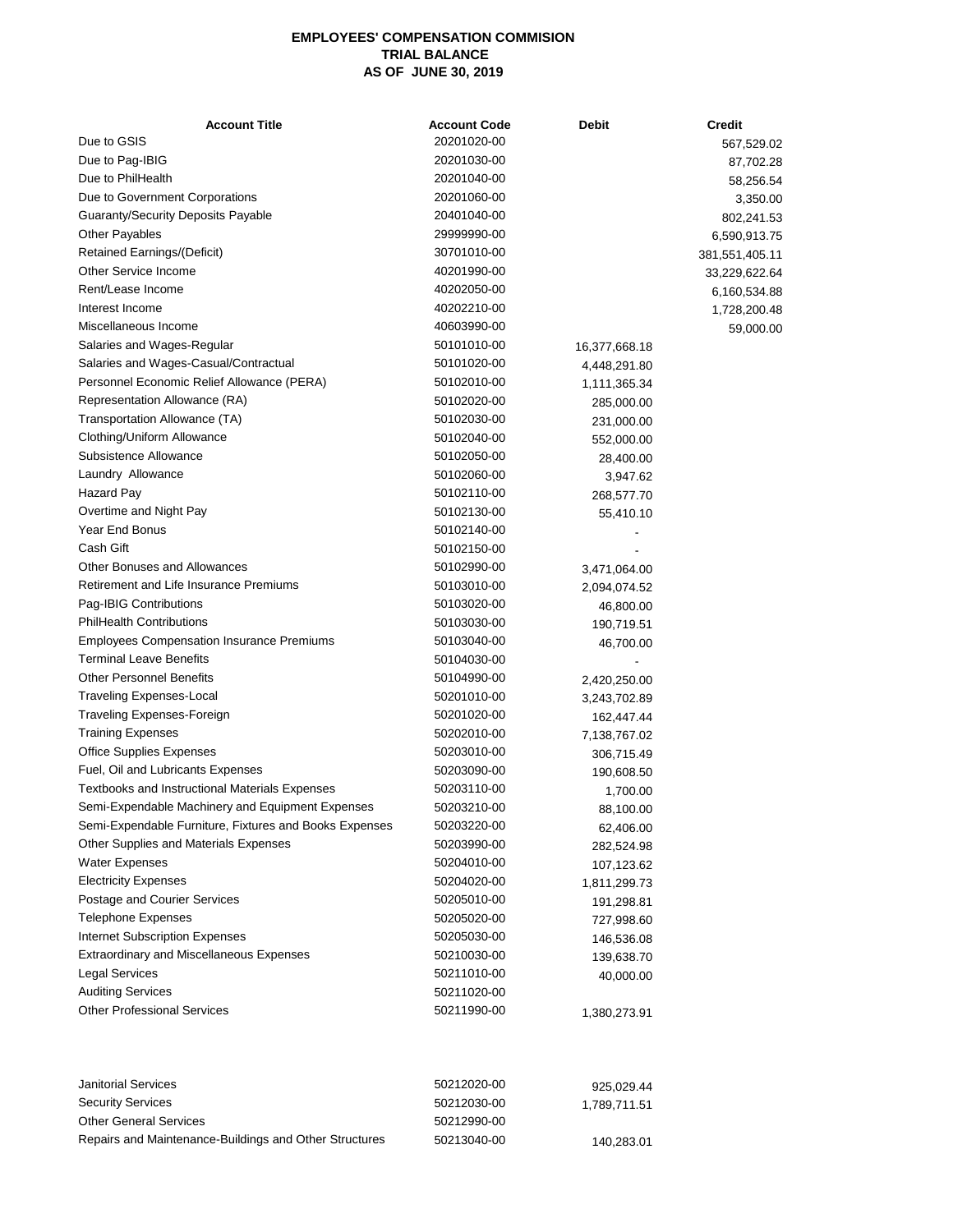**EMPLOYEES' COMPENSATION COMMISION**
**TRIAL BALANCE**
**AS OF JUNE 30, 2019**

| Account Title | Account Code | Debit | Credit |
|---|---|---|---|
| Due to GSIS | 20201020-00 | | 567,529.02 |
| Due to Pag-IBIG | 20201030-00 | | 87,702.28 |
| Due to PhilHealth | 20201040-00 | | 58,256.54 |
| Due to Government Corporations | 20201060-00 | | 3,350.00 |
| Guaranty/Security Deposits Payable | 20401040-00 | | 802,241.53 |
| Other Payables | 29999990-00 | | 6,590,913.75 |
| Retained Earnings/(Deficit) | 30701010-00 | | 381,551,405.11 |
| Other Service Income | 40201990-00 | | 33,229,622.64 |
| Rent/Lease Income | 40202050-00 | | 6,160,534.88 |
| Interest Income | 40202210-00 | | 1,728,200.48 |
| Miscellaneous Income | 40603990-00 | | 59,000.00 |
| Salaries and Wages-Regular | 50101010-00 | 16,377,668.18 | |
| Salaries and Wages-Casual/Contractual | 50101020-00 | 4,448,291.80 | |
| Personnel Economic Relief Allowance (PERA) | 50102010-00 | 1,111,365.34 | |
| Representation Allowance (RA) | 50102020-00 | 285,000.00 | |
| Transportation Allowance (TA) | 50102030-00 | 231,000.00 | |
| Clothing/Uniform Allowance | 50102040-00 | 552,000.00 | |
| Subsistence Allowance | 50102050-00 | 28,400.00 | |
| Laundry Allowance | 50102060-00 | 3,947.62 | |
| Hazard Pay | 50102110-00 | 268,577.70 | |
| Overtime and Night Pay | 50102130-00 | 55,410.10 | |
| Year End Bonus | 50102140-00 | - | |
| Cash Gift | 50102150-00 | - | |
| Other Bonuses and Allowances | 50102990-00 | 3,471,064.00 | |
| Retirement and Life Insurance Premiums | 50103010-00 | 2,094,074.52 | |
| Pag-IBIG Contributions | 50103020-00 | 46,800.00 | |
| PhilHealth Contributions | 50103030-00 | 190,719.51 | |
| Employees Compensation Insurance Premiums | 50103040-00 | 46,700.00 | |
| Terminal Leave Benefits | 50104030-00 | - | |
| Other Personnel Benefits | 50104990-00 | 2,420,250.00 | |
| Traveling Expenses-Local | 50201010-00 | 3,243,702.89 | |
| Traveling Expenses-Foreign | 50201020-00 | 162,447.44 | |
| Training Expenses | 50202010-00 | 7,138,767.02 | |
| Office Supplies Expenses | 50203010-00 | 306,715.49 | |
| Fuel, Oil and Lubricants Expenses | 50203090-00 | 190,608.50 | |
| Textbooks and Instructional Materials Expenses | 50203110-00 | 1,700.00 | |
| Semi-Expendable Machinery and Equipment Expenses | 50203210-00 | 88,100.00 | |
| Semi-Expendable Furniture, Fixtures and Books Expenses | 50203220-00 | 62,406.00 | |
| Other Supplies and Materials Expenses | 50203990-00 | 282,524.98 | |
| Water Expenses | 50204010-00 | 107,123.62 | |
| Electricity Expenses | 50204020-00 | 1,811,299.73 | |
| Postage and Courier Services | 50205010-00 | 191,298.81 | |
| Telephone Expenses | 50205020-00 | 727,998.60 | |
| Internet Subscription Expenses | 50205030-00 | 146,536.08 | |
| Extraordinary and Miscellaneous Expenses | 50210030-00 | 139,638.70 | |
| Legal Services | 50211010-00 | 40,000.00 | |
| Auditing Services | 50211020-00 | | |
| Other Professional Services | 50211990-00 | 1,380,273.91 | |
| Janitorial Services | 50212020-00 | 925,029.44 | |
| Security Services | 50212030-00 | 1,789,711.51 | |
| Other General Services | 50212990-00 | | |
| Repairs and Maintenance-Buildings and Other Structures | 50213040-00 | 140,283.01 | |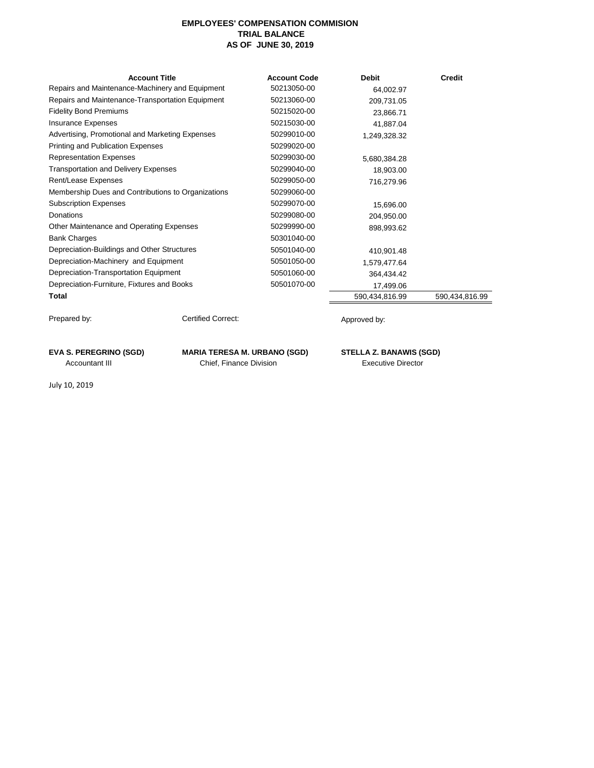**EMPLOYEES' COMPENSATION COMMISION**
**TRIAL BALANCE**
**AS OF JUNE 30, 2019**

| Account Title | Account Code | Debit | Credit |
|---|---|---|---|
| Repairs and Maintenance-Machinery and Equipment | 50213050-00 | 64,002.97 | |
| Repairs and Maintenance-Transportation Equipment | 50213060-00 | 209,731.05 | |
| Fidelity Bond Premiums | 50215020-00 | 23,866.71 | |
| Insurance Expenses | 50215030-00 | 41,887.04 | |
| Advertising, Promotional and Marketing Expenses | 50299010-00 | 1,249,328.32 | |
| Printing and Publication Expenses | 50299020-00 | | |
| Representation Expenses | 50299030-00 | 5,680,384.28 | |
| Transportation and Delivery Expenses | 50299040-00 | 18,903.00 | |
| Rent/Lease Expenses | 50299050-00 | 716,279.96 | |
| Membership Dues and Contributions to Organizations | 50299060-00 | | |
| Subscription Expenses | 50299070-00 | 15,696.00 | |
| Donations | 50299080-00 | 204,950.00 | |
| Other Maintenance and Operating Expenses | 50299990-00 | 898,993.62 | |
| Bank Charges | 50301040-00 | | |
| Depreciation-Buildings and Other Structures | 50501040-00 | 410,901.48 | |
| Depreciation-Machinery and Equipment | 50501050-00 | 1,579,477.64 | |
| Depreciation-Transportation Equipment | 50501060-00 | 364,434.42 | |
| Depreciation-Furniture, Fixtures and Books | 50501070-00 | 17,499.06 | |
| **Total** | | 590,434,816.99 | 590,434,816.99 |

Prepared by: Certified Correct: Approved by:

**EVA S. PEREGRINO (SGD)**
Accountant III

**MARIA TERESA M. URBANO (SGD)**
Chief, Finance Division

**STELLA Z. BANAWIS (SGD)**
Executive Director

July 10, 2019